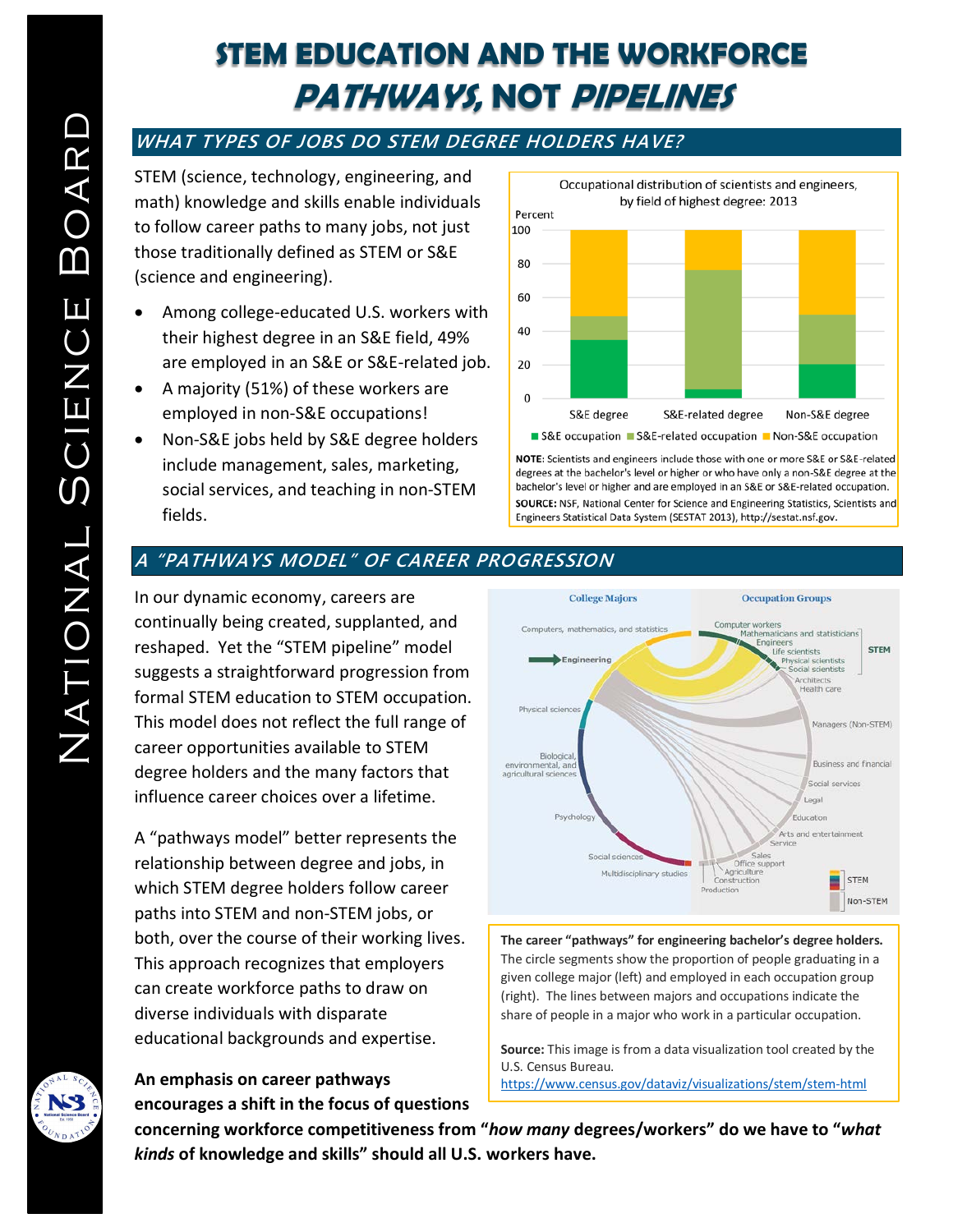# STEM EDUCATION AND THE WORKFORCE
# *PATHWAYS*, NOT *PIPELINES*

## *WHAT TYPES OF JOBS DO STEM DEGREE HOLDERS HAVE?*

STEM (science, technology, engineering, and math) knowledge and skills enable individuals to follow career paths to many jobs, not just those traditionally defined as STEM or S&E (science and engineering).

- Among college-educated U.S. workers with their highest degree in an S&E field, 49% are employed in an S&E or S&E-related job.
- A majority (51%) of these workers are employed in non-S&E occupations!
- Non-S&E jobs held by S&E degree holders include management, sales, marketing, social services, and teaching in non-STEM fields.

Occupational distribution of scientists and engineers, by field of highest degree: 2013

**NOTE**: Scientists and engineers include those with one or more S&E or S&E-related degrees at the bachelor's level or higher or who have only a non-S&E degree at the bachelor's level or higher and are employed in an S&E or S&E-related occupation.
**SOURCE:** NSF, National Center for Science and Engineering Statistics, Scientists and Engineers Statistical Data System (SESTAT 2013), http://sestat.nsf.gov.

## *A "PATHWAYS MODEL" OF CAREER PROGRESSION*

In our dynamic economy, careers are continually being created, supplanted, and reshaped. Yet the "STEM pipeline" model suggests a straightforward progression from formal STEM education to STEM occupation. This model does not reflect the full range of career opportunities available to STEM degree holders and the many factors that influence career choices over a lifetime.

A "pathways model" better represents the relationship between degree and jobs, in which STEM degree holders follow career paths into STEM and non-STEM jobs, or both, over the course of their working lives. This approach recognizes that employers can create workforce paths to draw on diverse individuals with disparate educational backgrounds and expertise.

**The career "pathways" for engineering bachelor's degree holders.** The circle segments show the proportion of people graduating in a given college major (left) and employed in each occupation group (right). The lines between majors and occupations indicate the share of people in a major who work in a particular occupation.

**Source:** This image is from a data visualization tool created by the U.S. Census Bureau. https://www.census.gov/dataviz/visualizations/stem/stem-html

**An emphasis on career pathways encourages a shift in the focus of questions concerning workforce competitiveness from "*how many* degrees/workers" do we have to "*what kinds* of knowledge and skills" should all U.S. workers have.**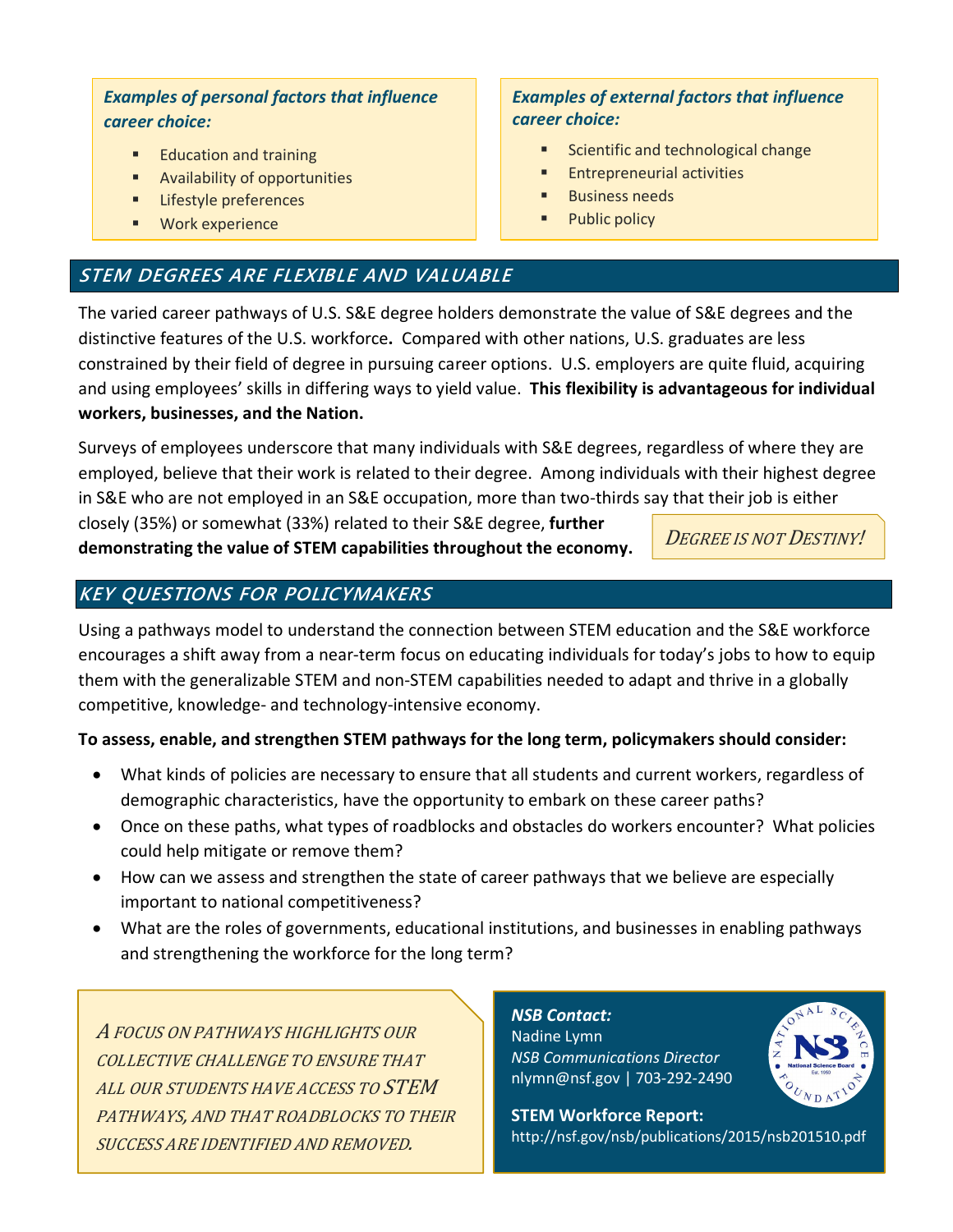***Examples of personal factors that influence career choice:***

- Education and training
- Availability of opportunities
- Lifestyle preferences
- Work experience

***Examples of external factors that influence career choice:***

- Scientific and technological change
- Entrepreneurial activities
- Business needs
- Public policy

## *STEM DEGREES ARE FLEXIBLE AND VALUABLE*

The varied career pathways of U.S. S&E degree holders demonstrate the value of S&E degrees and the distinctive features of the U.S. workforce**.** Compared with other nations, U.S. graduates are less constrained by their field of degree in pursuing career options. U.S. employers are quite fluid, acquiring and using employees' skills in differing ways to yield value. **This flexibility is advantageous for individual workers, businesses, and the Nation.**

Surveys of employees underscore that many individuals with S&E degrees, regardless of where they are employed, believe that their work is related to their degree. Among individuals with their highest degree in S&E who are not employed in an S&E occupation, more than two-thirds say that their job is either closely (35%) or somewhat (33%) related to their S&E degree, **further demonstrating the value of STEM capabilities throughout the economy.**

*DEGREE IS NOT DESTINY!*

## *KEY QUESTIONS FOR POLICYMAKERS*

Using a pathways model to understand the connection between STEM education and the S&E workforce encourages a shift away from a near-term focus on educating individuals for today's jobs to how to equip them with the generalizable STEM and non-STEM capabilities needed to adapt and thrive in a globally competitive, knowledge- and technology-intensive economy.

**To assess, enable, and strengthen STEM pathways for the long term, policymakers should consider:**

- What kinds of policies are necessary to ensure that all students and current workers, regardless of demographic characteristics, have the opportunity to embark on these career paths?
- Once on these paths, what types of roadblocks and obstacles do workers encounter? What policies could help mitigate or remove them?
- How can we assess and strengthen the state of career pathways that we believe are especially important to national competitiveness?
- What are the roles of governments, educational institutions, and businesses in enabling pathways and strengthening the workforce for the long term?

*A FOCUS ON PATHWAYS HIGHLIGHTS OUR COLLECTIVE CHALLENGE TO ENSURE THAT ALL OUR STUDENTS HAVE ACCESS TO STEM PATHWAYS, AND THAT ROADBLOCKS TO THEIR SUCCESS ARE IDENTIFIED AND REMOVED.*

***NSB Contact:***
Nadine Lymn
*NSB Communications Director*
nlymn@nsf.gov | 703-292-2490

**STEM Workforce Report:**
http://nsf.gov/nsb/publications/2015/nsb201510.pdf